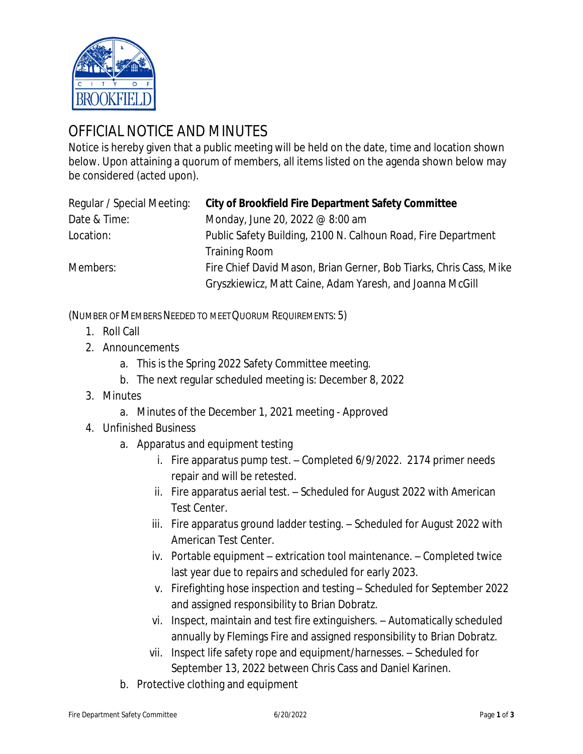# OFFICIAL NOTICE AND MINUTES

Notice is hereby given that a public meeting will be held on the date, time and location shown below. Upon attaining a quorum of members, all items listed on the agenda shown below may be considered (acted upon).

| | |
|---|---|
| Regular / Special Meeting: | **City of Brookfield Fire Department Safety Committee** |
| Date & Time: | Monday, June 20, 2022 @ 8:00 am |
| Location: | Public Safety Building, 2100 N. Calhoun Road, Fire Department Training Room |
| Members: | Fire Chief David Mason, Brian Gerner, Bob Tiarks, Chris Cass, Mike Gryszkiewicz, Matt Caine, Adam Yaresh, and Joanna McGill |

(NUMBER OF MEMBERS NEEDED TO MEET QUORUM REQUIREMENTS: 5)

1. Roll Call
2. Announcements
    a. This is the Spring 2022 Safety Committee meeting.
    b. The next regular scheduled meeting is: December 8, 2022
3. Minutes
    a. Minutes of the December 1, 2021 meeting - Approved
4. Unfinished Business
    a. Apparatus and equipment testing
        i. Fire apparatus pump test. – Completed 6/9/2022. 2174 primer needs repair and will be retested.
        ii. Fire apparatus aerial test. – Scheduled for August 2022 with American Test Center.
        iii. Fire apparatus ground ladder testing. – Scheduled for August 2022 with American Test Center.
        iv. Portable equipment – extrication tool maintenance. – Completed twice last year due to repairs and scheduled for early 2023.
        v. Firefighting hose inspection and testing – Scheduled for September 2022 and assigned responsibility to Brian Dobratz.
        vi. Inspect, maintain and test fire extinguishers. – Automatically scheduled annually by Flemings Fire and assigned responsibility to Brian Dobratz.
        vii. Inspect life safety rope and equipment/harnesses. – Scheduled for September 13, 2022 between Chris Cass and Daniel Karinen.
    b. Protective clothing and equipment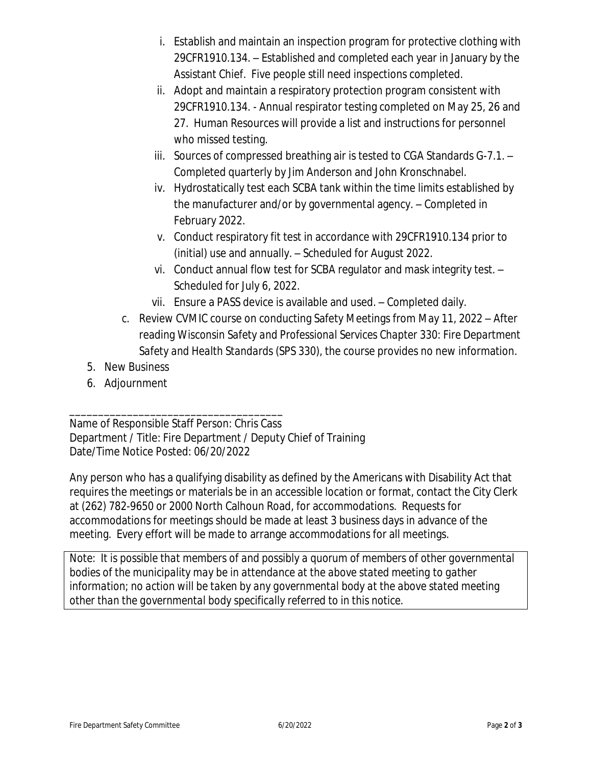i. Establish and maintain an inspection program for protective clothing with 29CFR1910.134. – Established and completed each year in January by the Assistant Chief. Five people still need inspections completed.

ii. Adopt and maintain a respiratory protection program consistent with 29CFR1910.134. - Annual respirator testing completed on May 25, 26 and 27. Human Resources will provide a list and instructions for personnel who missed testing.

iii. Sources of compressed breathing air is tested to CGA Standards G-7.1. – Completed quarterly by Jim Anderson and John Kronschnabel.

iv. Hydrostatically test each SCBA tank within the time limits established by the manufacturer and/or by governmental agency. – Completed in February 2022.

v. Conduct respiratory fit test in accordance with 29CFR1910.134 prior to (initial) use and annually. – Scheduled for August 2022.

vi. Conduct annual flow test for SCBA regulator and mask integrity test. – Scheduled for July 6, 2022.

vii. Ensure a PASS device is available and used. – Completed daily.

c. Review CVMIC course on conducting Safety Meetings from May 11, 2022 – After reading Wisconsin *Safety and Professional Services Chapter 330: Fire Department Safety and Health Standards* (SPS 330), the course provides no new information.

5. New Business
6. Adjournment

____________________________________

Name of Responsible Staff Person: Chris Cass
Department / Title: Fire Department / Deputy Chief of Training
Date/Time Notice Posted: 06/20/2022

Any person who has a qualifying disability as defined by the Americans with Disability Act that requires the meetings or materials be in an accessible location or format, contact the City Clerk at (262) 782-9650 or 2000 North Calhoun Road, for accommodations. Requests for accommodations for meetings should be made at least 3 business days in advance of the meeting. Every effort will be made to arrange accommodations for all meetings.

*Note: It is possible that members of and possibly a quorum of members of other governmental bodies of the municipality may be in attendance at the above stated meeting to gather information; no action will be taken by any governmental body at the above stated meeting other than the governmental body specifically referred to in this notice.*